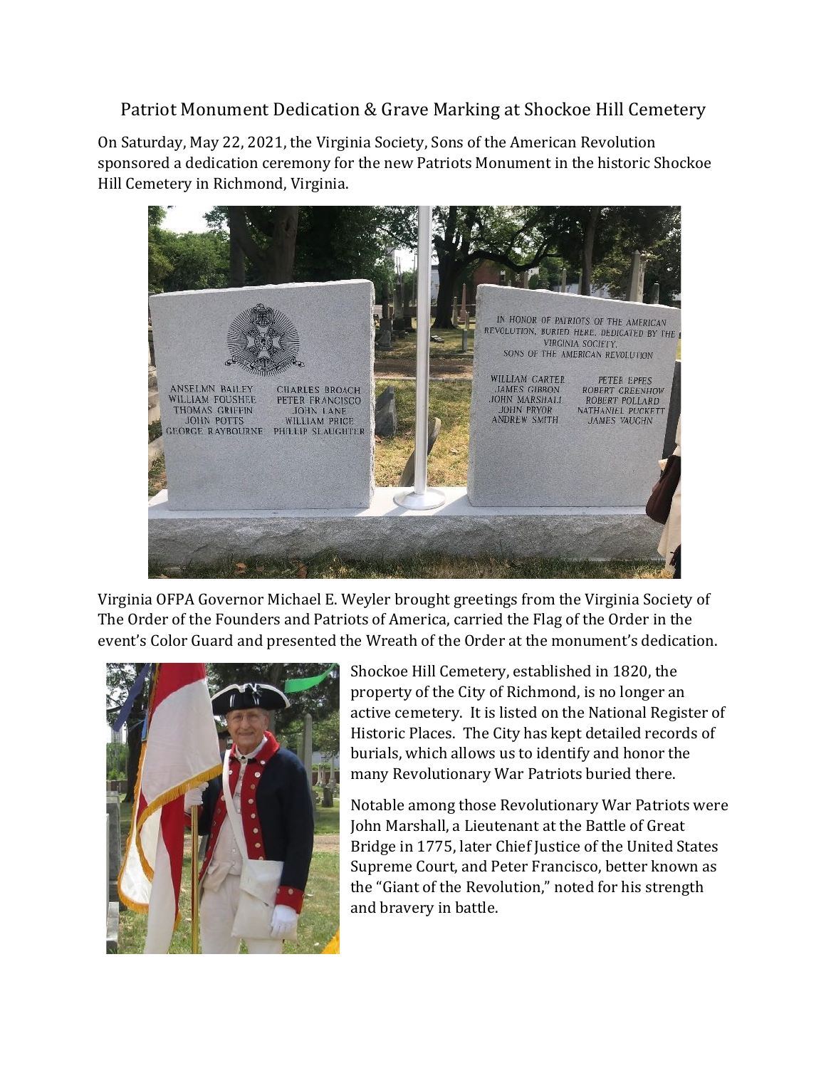# Patriot Monument Dedication & Grave Marking at Shockoe Hill Cemetery

On Saturday, May 22, 2021, the Virginia Society, Sons of the American Revolution sponsored a dedication ceremony for the new Patriots Monument in the historic Shockoe Hill Cemetery in Richmond, Virginia.

Virginia OFPA Governor Michael E. Weyler brought greetings from the Virginia Society of The Order of the Founders and Patriots of America, carried the Flag of the Order in the event's Color Guard and presented the Wreath of the Order at the monument's dedication.

Shockoe Hill Cemetery, established in 1820, the property of the City of Richmond, is no longer an active cemetery. It is listed on the National Register of Historic Places. The City has kept detailed records of burials, which allows us to identify and honor the many Revolutionary War Patriots buried there.

Notable among those Revolutionary War Patriots were John Marshall, a Lieutenant at the Battle of Great Bridge in 1775, later Chief Justice of the United States Supreme Court, and Peter Francisco, better known as the "Giant of the Revolution," noted for his strength and bravery in battle.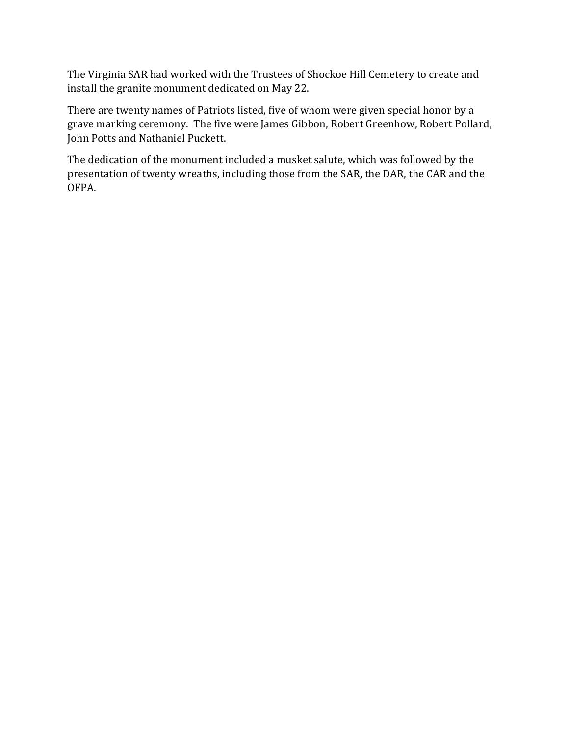The Virginia SAR had worked with the Trustees of Shockoe Hill Cemetery to create and install the granite monument dedicated on May 22.

There are twenty names of Patriots listed, five of whom were given special honor by a grave marking ceremony. The five were James Gibbon, Robert Greenhow, Robert Pollard, John Potts and Nathaniel Puckett.

The dedication of the monument included a musket salute, which was followed by the presentation of twenty wreaths, including those from the SAR, the DAR, the CAR and the OFPA.